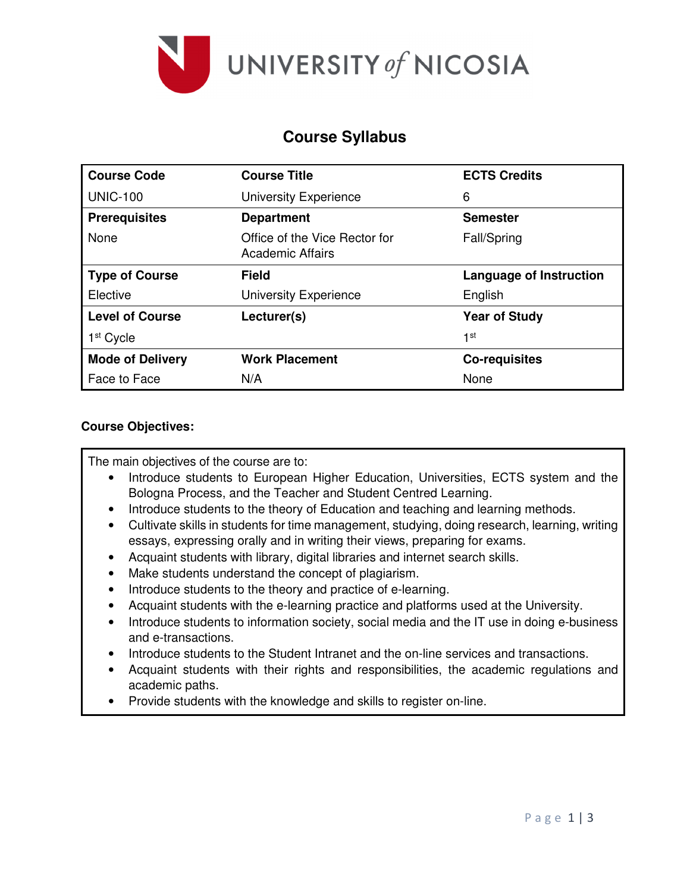UNIVERSITY *of* NICOSIA

# Course Syllabus

| Course Code | Course Title | ECTS Credits |
|---|---|---|
| UNIC-100 | University Experience | 6 |
| **Prerequisites** | **Department** | **Semester** |
| None | Office of the Vice Rector for Academic Affairs | Fall/Spring |
| **Type of Course** | **Field** | **Language of Instruction** |
| Elective | University Experience | English |
| **Level of Course** | **Lecturer(s)** | **Year of Study** |
| 1st Cycle | | 1st |
| **Mode of Delivery** | **Work Placement** | **Co-requisites** |
| Face to Face | N/A | None |

**Course Objectives:**

The main objectives of the course are to:

- Introduce students to European Higher Education, Universities, ECTS system and the Bologna Process, and the Teacher and Student Centred Learning.
- Introduce students to the theory of Education and teaching and learning methods.
- Cultivate skills in students for time management, studying, doing research, learning, writing essays, expressing orally and in writing their views, preparing for exams.
- Acquaint students with library, digital libraries and internet search skills.
- Make students understand the concept of plagiarism.
- Introduce students to the theory and practice of e-learning.
- Acquaint students with the e-learning practice and platforms used at the University.
- Introduce students to information society, social media and the IT use in doing e-business and e-transactions.
- Introduce students to the Student Intranet and the on-line services and transactions.
- Acquaint students with their rights and responsibilities, the academic regulations and academic paths.
- Provide students with the knowledge and skills to register on-line.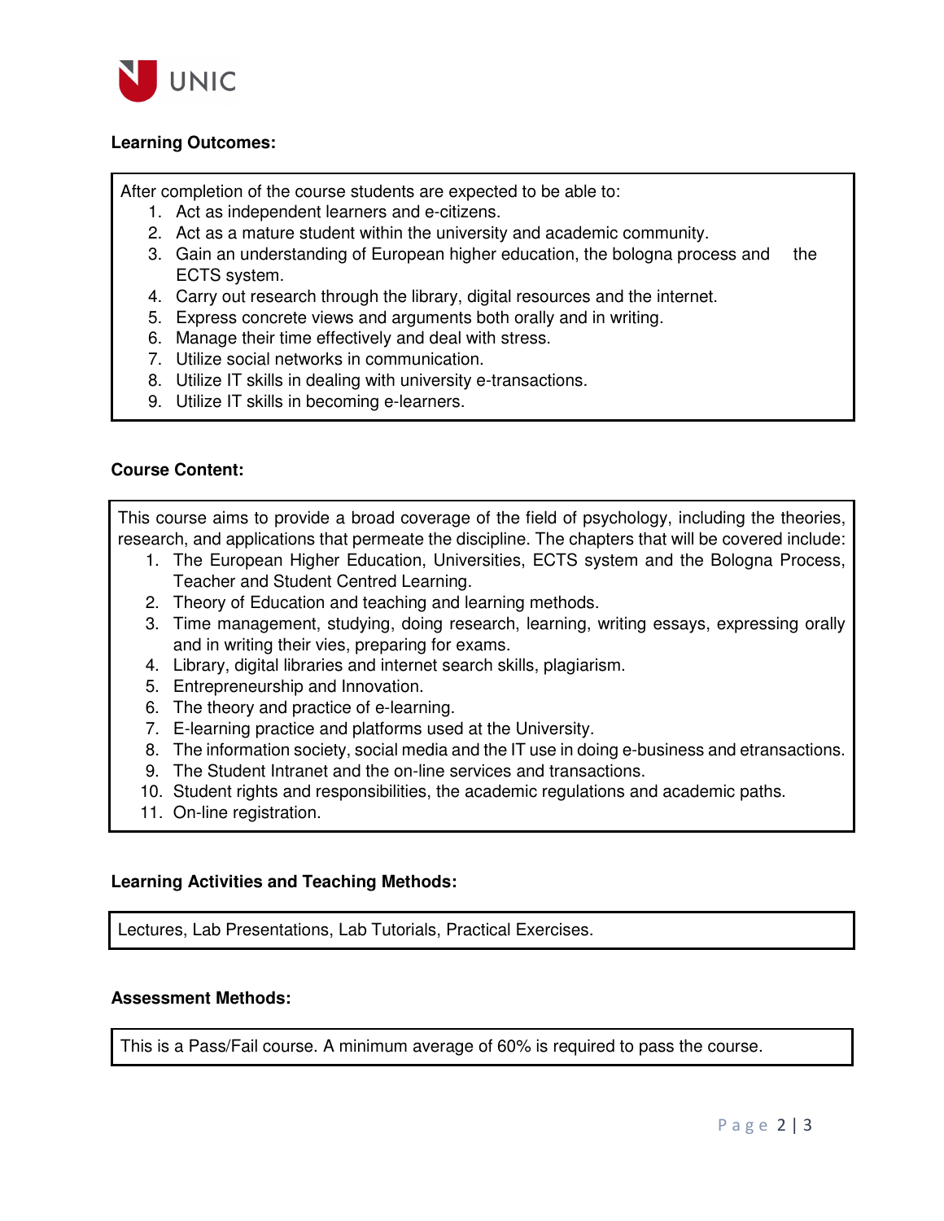**Learning Outcomes:**

After completion of the course students are expected to be able to:

1. Act as independent learners and e-citizens.
2. Act as a mature student within the university and academic community.
3. Gain an understanding of European higher education, the bologna process and the ECTS system.
4. Carry out research through the library, digital resources and the internet.
5. Express concrete views and arguments both orally and in writing.
6. Manage their time effectively and deal with stress.
7. Utilize social networks in communication.
8. Utilize IT skills in dealing with university e-transactions.
9. Utilize IT skills in becoming e-learners.

**Course Content:**

This course aims to provide a broad coverage of the field of psychology, including the theories, research, and applications that permeate the discipline. The chapters that will be covered include:

1. The European Higher Education, Universities, ECTS system and the Bologna Process, Teacher and Student Centred Learning.
2. Theory of Education and teaching and learning methods.
3. Time management, studying, doing research, learning, writing essays, expressing orally and in writing their vies, preparing for exams.
4. Library, digital libraries and internet search skills, plagiarism.
5. Entrepreneurship and Innovation.
6. The theory and practice of e-learning.
7. E-learning practice and platforms used at the University.
8. The information society, social media and the IT use in doing e-business and etransactions.
9. The Student Intranet and the on-line services and transactions.
10. Student rights and responsibilities, the academic regulations and academic paths.
11. On-line registration.

**Learning Activities and Teaching Methods:**

Lectures, Lab Presentations, Lab Tutorials, Practical Exercises.

**Assessment Methods:**

This is a Pass/Fail course. A minimum average of 60% is required to pass the course.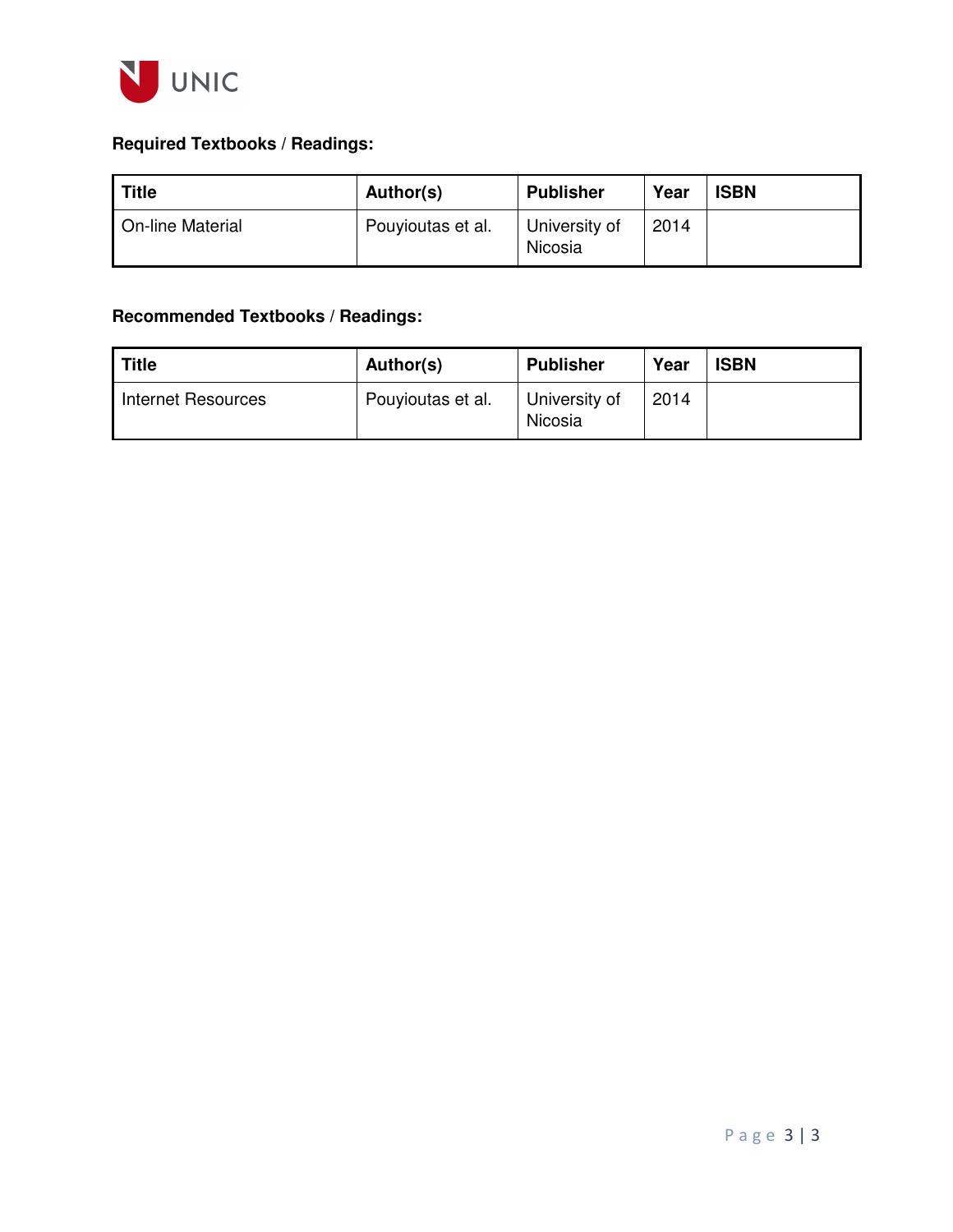**Required Textbooks / Readings:**

| Title | Author(s) | Publisher | Year | ISBN |
|---|---|---|---|---|
| On-line Material | Pouyioutas et al. | University of Nicosia | 2014 | |

**Recommended Textbooks / Readings:**

| Title | Author(s) | Publisher | Year | ISBN |
|---|---|---|---|---|
| Internet Resources | Pouyioutas et al. | University of Nicosia | 2014 | |